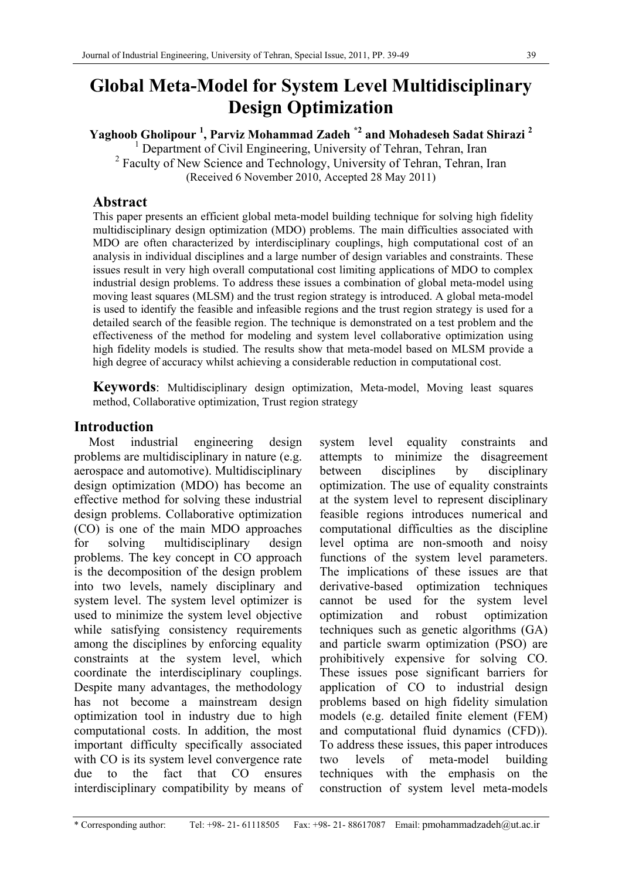# Global Meta-Model for System Level Multidisciplinary Design Optimization

**Yaghoob Gholipour [1], Parviz Mohammad Zadeh [*2] and Mohadeseh Sadat Shirazi [2]**

[1] Department of Civil Engineering, University of Tehran, Tehran, Iran
[2] Faculty of New Science and Technology, University of Tehran, Tehran, Iran
(Received 6 November 2010, Accepted 28 May 2011)

## Abstract

This paper presents an efficient global meta-model building technique for solving high fidelity multidisciplinary design optimization (MDO) problems. The main difficulties associated with MDO are often characterized by interdisciplinary couplings, high computational cost of an analysis in individual disciplines and a large number of design variables and constraints. These issues result in very high overall computational cost limiting applications of MDO to complex industrial design problems. To address these issues a combination of global meta-model using moving least squares (MLSM) and the trust region strategy is introduced. A global meta-model is used to identify the feasible and infeasible regions and the trust region strategy is used for a detailed search of the feasible region. The technique is demonstrated on a test problem and the effectiveness of the method for modeling and system level collaborative optimization using high fidelity models is studied. The results show that meta-model based on MLSM provide a high degree of accuracy whilst achieving a considerable reduction in computational cost.

**Keywords**: Multidisciplinary design optimization, Meta-model, Moving least squares method, Collaborative optimization, Trust region strategy

## Introduction

Most industrial engineering design problems are multidisciplinary in nature (e.g. aerospace and automotive). Multidisciplinary design optimization (MDO) has become an effective method for solving these industrial design problems. Collaborative optimization (CO) is one of the main MDO approaches for solving multidisciplinary design problems. The key concept in CO approach is the decomposition of the design problem into two levels, namely disciplinary and system level. The system level optimizer is used to minimize the system level objective while satisfying consistency requirements among the disciplines by enforcing equality constraints at the system level, which coordinate the interdisciplinary couplings. Despite many advantages, the methodology has not become a mainstream design optimization tool in industry due to high computational costs. In addition, the most important difficulty specifically associated with CO is its system level convergence rate due to the fact that CO ensures interdisciplinary compatibility by means of system level equality constraints and attempts to minimize the disagreement between disciplines by disciplinary optimization. The use of equality constraints at the system level to represent disciplinary feasible regions introduces numerical and computational difficulties as the discipline level optima are non-smooth and noisy functions of the system level parameters. The implications of these issues are that derivative-based optimization techniques cannot be used for the system level optimization and robust optimization techniques such as genetic algorithms (GA) and particle swarm optimization (PSO) are prohibitively expensive for solving CO. These issues pose significant barriers for application of CO to industrial design problems based on high fidelity simulation models (e.g. detailed finite element (FEM) and computational fluid dynamics (CFD)). To address these issues, this paper introduces two levels of meta-model building techniques with the emphasis on the construction of system level meta-models

---

* Corresponding author: Tel: +98- 21- 61118505 Fax: +98- 21- 88617087 Email: pmohammadzadeh@ut.ac.ir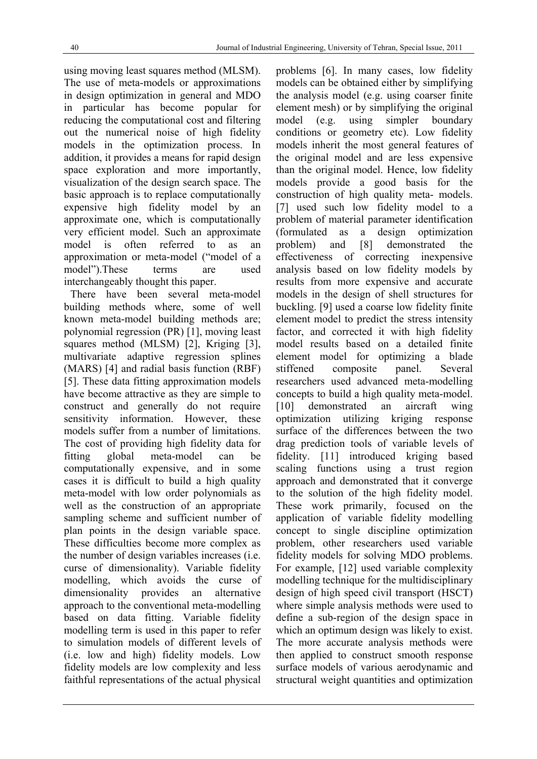using moving least squares method (MLSM). The use of meta-models or approximations in design optimization in general and MDO in particular has become popular for reducing the computational cost and filtering out the numerical noise of high fidelity models in the optimization process. In addition, it provides a means for rapid design space exploration and more importantly, visualization of the design search space. The basic approach is to replace computationally expensive high fidelity model by an approximate one, which is computationally very efficient model. Such an approximate model is often referred to as an approximation or meta-model ("model of a model").These terms are used interchangeably thought this paper.

There have been several meta-model building methods where, some of well known meta-model building methods are; polynomial regression (PR) [1], moving least squares method (MLSM) [2], Kriging [3], multivariate adaptive regression splines (MARS) [4] and radial basis function (RBF) [5]. These data fitting approximation models have become attractive as they are simple to construct and generally do not require sensitivity information. However, these models suffer from a number of limitations. The cost of providing high fidelity data for fitting global meta-model can be computationally expensive, and in some cases it is difficult to build a high quality meta-model with low order polynomials as well as the construction of an appropriate sampling scheme and sufficient number of plan points in the design variable space. These difficulties become more complex as the number of design variables increases (i.e. curse of dimensionality). Variable fidelity modelling, which avoids the curse of dimensionality provides an alternative approach to the conventional meta-modelling based on data fitting. Variable fidelity modelling term is used in this paper to refer to simulation models of different levels of (i.e. low and high) fidelity models. Low fidelity models are low complexity and less faithful representations of the actual physical problems [6]. In many cases, low fidelity models can be obtained either by simplifying the analysis model (e.g. using coarser finite element mesh) or by simplifying the original model (e.g. using simpler boundary conditions or geometry etc). Low fidelity models inherit the most general features of the original model and are less expensive than the original model. Hence, low fidelity models provide a good basis for the construction of high quality meta- models. [7] used such low fidelity model to a problem of material parameter identification (formulated as a design optimization problem) and [8] demonstrated the effectiveness of correcting inexpensive analysis based on low fidelity models by results from more expensive and accurate models in the design of shell structures for buckling. [9] used a coarse low fidelity finite element model to predict the stress intensity factor, and corrected it with high fidelity model results based on a detailed finite element model for optimizing a blade stiffened composite panel. Several researchers used advanced meta-modelling concepts to build a high quality meta-model. [10] demonstrated an aircraft wing optimization utilizing kriging response surface of the differences between the two drag prediction tools of variable levels of fidelity. [11] introduced kriging based scaling functions using a trust region approach and demonstrated that it converge to the solution of the high fidelity model. These work primarily, focused on the application of variable fidelity modelling concept to single discipline optimization problem, other researchers used variable fidelity models for solving MDO problems. For example, [12] used variable complexity modelling technique for the multidisciplinary design of high speed civil transport (HSCT) where simple analysis methods were used to define a sub-region of the design space in which an optimum design was likely to exist. The more accurate analysis methods were then applied to construct smooth response surface models of various aerodynamic and structural weight quantities and optimization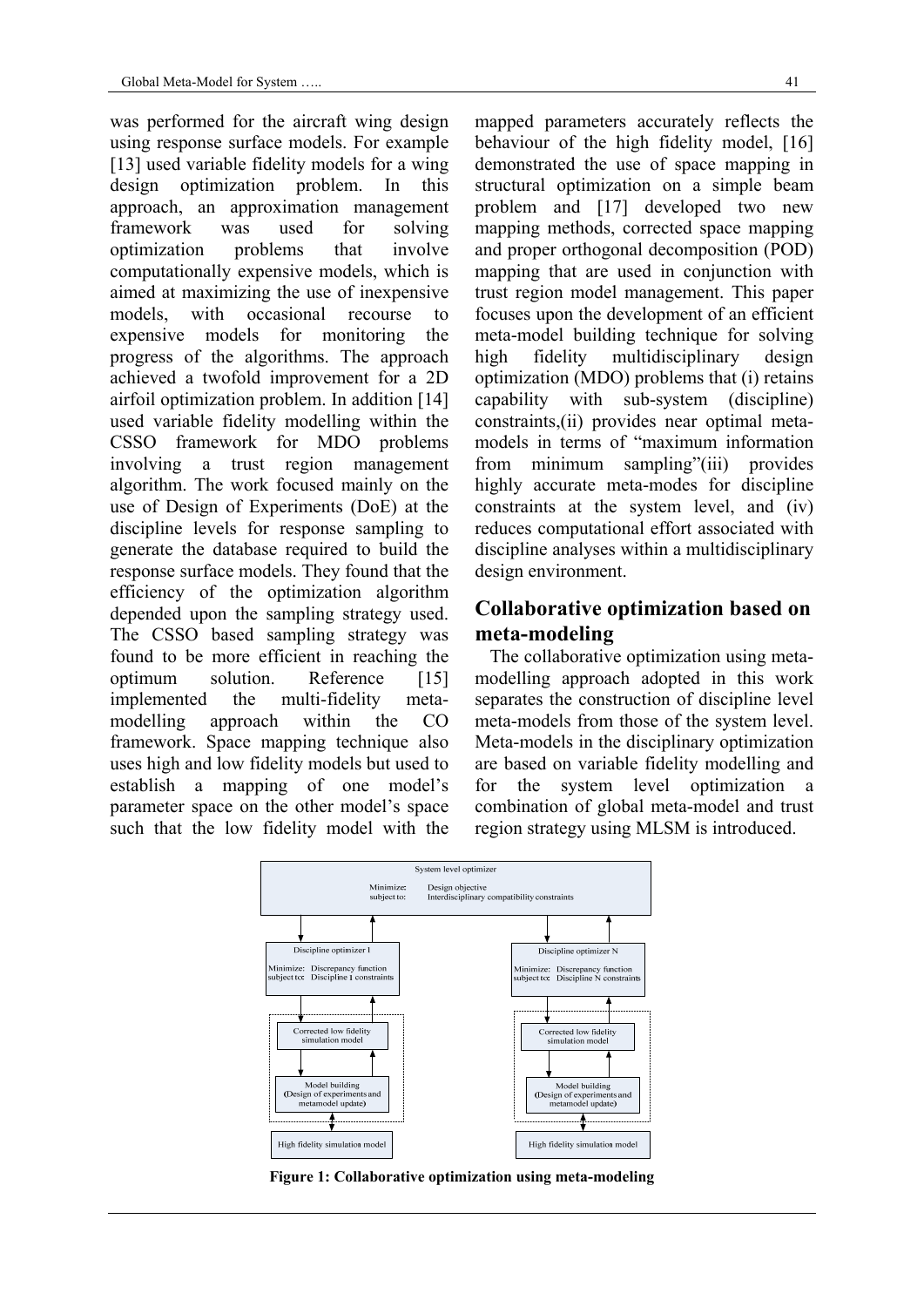was performed for the aircraft wing design using response surface models. For example [13] used variable fidelity models for a wing design optimization problem. In this approach, an approximation management framework was used for solving optimization problems that involve computationally expensive models, which is aimed at maximizing the use of inexpensive models, with occasional recourse to expensive models for monitoring the progress of the algorithms. The approach achieved a twofold improvement for a 2D airfoil optimization problem. In addition [14] used variable fidelity modelling within the CSSO framework for MDO problems involving a trust region management algorithm. The work focused mainly on the use of Design of Experiments (DoE) at the discipline levels for response sampling to generate the database required to build the response surface models. They found that the efficiency of the optimization algorithm depended upon the sampling strategy used. The CSSO based sampling strategy was found to be more efficient in reaching the optimum solution. Reference [15] implemented the multi-fidelity meta-modelling approach within the CO framework. Space mapping technique also uses high and low fidelity models but used to establish a mapping of one model's parameter space on the other model's space such that the low fidelity model with the mapped parameters accurately reflects the behaviour of the high fidelity model, [16] demonstrated the use of space mapping in structural optimization on a simple beam problem and [17] developed two new mapping methods, corrected space mapping and proper orthogonal decomposition (POD) mapping that are used in conjunction with trust region model management. This paper focuses upon the development of an efficient meta-model building technique for solving high fidelity multidisciplinary design optimization (MDO) problems that (i) retains capability with sub-system (discipline) constraints,(ii) provides near optimal meta-models in terms of "maximum information from minimum sampling"(iii) provides highly accurate meta-modes for discipline constraints at the system level, and (iv) reduces computational effort associated with discipline analyses within a multidisciplinary design environment.

## Collaborative optimization based on meta-modeling

The collaborative optimization using meta-modelling approach adopted in this work separates the construction of discipline level meta-models from those of the system level. Meta-models in the disciplinary optimization are based on variable fidelity modelling and for the system level optimization a combination of global meta-model and trust region strategy using MLSM is introduced.

**Figure 1: Collaborative optimization using meta-modeling**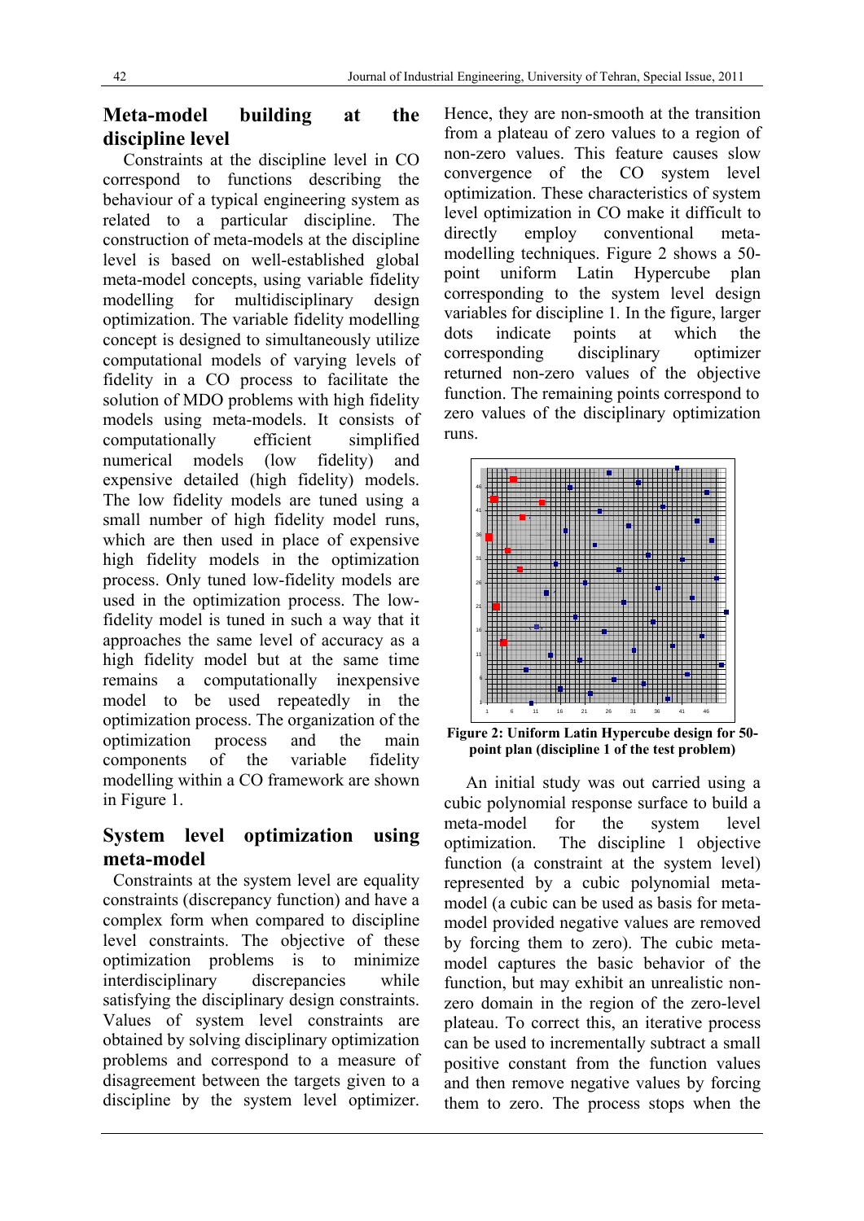## Meta-model building at the discipline level

Constraints at the discipline level in CO correspond to functions describing the behaviour of a typical engineering system as related to a particular discipline. The construction of meta-models at the discipline level is based on well-established global meta-model concepts, using variable fidelity modelling for multidisciplinary design optimization. The variable fidelity modelling concept is designed to simultaneously utilize computational models of varying levels of fidelity in a CO process to facilitate the solution of MDO problems with high fidelity models using meta-models. It consists of computationally efficient simplified numerical models (low fidelity) and expensive detailed (high fidelity) models. The low fidelity models are tuned using a small number of high fidelity model runs, which are then used in place of expensive high fidelity models in the optimization process. Only tuned low-fidelity models are used in the optimization process. The low-fidelity model is tuned in such a way that it approaches the same level of accuracy as a high fidelity model but at the same time remains a computationally inexpensive model to be used repeatedly in the optimization process. The organization of the optimization process and the main components of the variable fidelity modelling within a CO framework are shown in Figure 1.

## System level optimization using meta-model

Constraints at the system level are equality constraints (discrepancy function) and have a complex form when compared to discipline level constraints. The objective of these optimization problems is to minimize interdisciplinary discrepancies while satisfying the disciplinary design constraints. Values of system level constraints are obtained by solving disciplinary optimization problems and correspond to a measure of disagreement between the targets given to a discipline by the system level optimizer. Hence, they are non-smooth at the transition from a plateau of zero values to a region of non-zero values. This feature causes slow convergence of the CO system level optimization. These characteristics of system level optimization in CO make it difficult to directly employ conventional meta-modelling techniques. Figure 2 shows a 50-point uniform Latin Hypercube plan corresponding to the system level design variables for discipline 1. In the figure, larger dots indicate points at which the corresponding disciplinary optimizer returned non-zero values of the objective function. The remaining points correspond to zero values of the disciplinary optimization runs.

**Figure 2: Uniform Latin Hypercube design for 50-point plan (discipline 1 of the test problem)**

An initial study was out carried using a cubic polynomial response surface to build a meta-model for the system level optimization. The discipline 1 objective function (a constraint at the system level) represented by a cubic polynomial meta-model (a cubic can be used as basis for meta-model provided negative values are removed by forcing them to zero). The cubic meta-model captures the basic behavior of the function, but may exhibit an unrealistic non-zero domain in the region of the zero-level plateau. To correct this, an iterative process can be used to incrementally subtract a small positive constant from the function values and then remove negative values by forcing them to zero. The process stops when the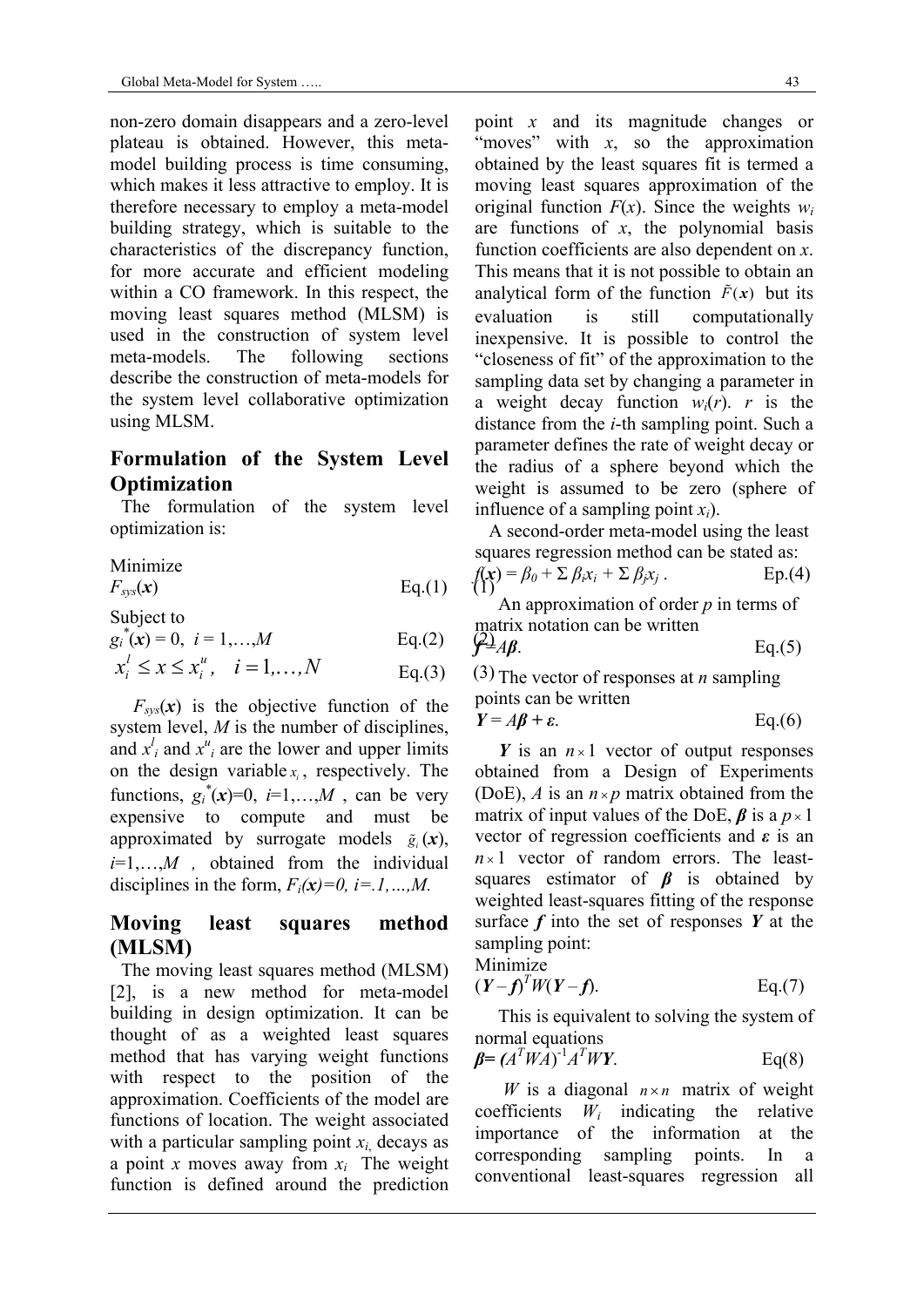non-zero domain disappears and a zero-level plateau is obtained. However, this meta-model building process is time consuming, which makes it less attractive to employ. It is therefore necessary to employ a meta-model building strategy, which is suitable to the characteristics of the discrepancy function, for more accurate and efficient modeling within a CO framework. In this respect, the moving least squares method (MLSM) is used in the construction of system level meta-models. The following sections describe the construction of meta-models for the system level collaborative optimization using MLSM.

## Formulation of the System Level Optimization

The formulation of the system level optimization is:

Minimize

$$F_{sys}(\boldsymbol{x}) \qquad \text{Eq.(1)}$$

Subject to

$$g_i^*(\boldsymbol{x}) = 0,\ i = 1,\ldots,M \qquad \text{Eq.(2)}$$

$$x_i^l \le x \le x_i^u,\quad i = 1,\ldots,N \qquad \text{Eq.(3)}$$

$F_{sys}(\boldsymbol{x})$ is the objective function of the system level, $M$ is the number of disciplines, and $x^l_i$ and $x^u_i$ are the lower and upper limits on the design variable $x_i$, respectively. The functions, $g_i^*(\boldsymbol{x})=0$, $i=1,\ldots,M$, can be very expensive to compute and must be approximated by surrogate models $\tilde{g}_i(\boldsymbol{x})$, $i=1,\ldots,M$, obtained from the individual disciplines in the form, $F_i(\boldsymbol{x})=0$, $i=.1,\ldots,M$.

## Moving least squares method (MLSM)

The moving least squares method (MLSM) [2], is a new method for meta-model building in design optimization. It can be thought of as a weighted least squares method that has varying weight functions with respect to the position of the approximation. Coefficients of the model are functions of location. The weight associated with a particular sampling point $x_i$, decays as a point $x$ moves away from $x_i$ The weight function is defined around the prediction point $x$ and its magnitude changes or "moves" with $x$, so the approximation obtained by the least squares fit is termed a moving least squares approximation of the original function $F(x)$. Since the weights $w_i$ are functions of $x$, the polynomial basis function coefficients are also dependent on $x$. This means that it is not possible to obtain an analytical form of the function $\tilde{F}(x)$ but its evaluation is still computationally inexpensive. It is possible to control the "closeness of fit" of the approximation to the sampling data set by changing a parameter in a weight decay function $w_i(r)$. $r$ is the distance from the $i$-th sampling point. Such a parameter defines the rate of weight decay or the radius of a sphere beyond which the weight is assumed to be zero (sphere of influence of a sampling point $x_i$).

A second-order meta-model using the least squares regression method can be stated as:

$$f(\boldsymbol{x}) = \beta_0 + \Sigma\, \beta_i x_i + \Sigma\, \beta_j x_j\ . \qquad \text{Ep.(4)}$$

An approximation of order $p$ in terms of matrix notation can be written

$$\boldsymbol{f} = A\boldsymbol{\beta}. \qquad \text{Eq.(5)}$$

The vector of responses at $n$ sampling points can be written

$$\boldsymbol{Y} = A\boldsymbol{\beta} + \boldsymbol{\varepsilon}. \qquad \text{Eq.(6)}$$

$\boldsymbol{Y}$ is an $n \times 1$ vector of output responses obtained from a Design of Experiments (DoE), $A$ is an $n \times p$ matrix obtained from the matrix of input values of the DoE, $\boldsymbol{\beta}$ is a $p \times 1$ vector of regression coefficients and $\boldsymbol{\varepsilon}$ is an $n \times 1$ vector of random errors. The least-squares estimator of $\boldsymbol{\beta}$ is obtained by weighted least-squares fitting of the response surface $\boldsymbol{f}$ into the set of responses $\boldsymbol{Y}$ at the sampling point:

Minimize

$$(\boldsymbol{Y} - \boldsymbol{f})^T W (\boldsymbol{Y} - \boldsymbol{f}). \qquad \text{Eq.(7)}$$

This is equivalent to solving the system of normal equations

$$\boldsymbol{\beta} = (A^T W A)^{-1} A^T W \boldsymbol{Y}. \qquad \text{Eq(8)}$$

$W$ is a diagonal $n \times n$ matrix of weight coefficients $W_i$ indicating the relative importance of the information at the corresponding sampling points. In a conventional least-squares regression all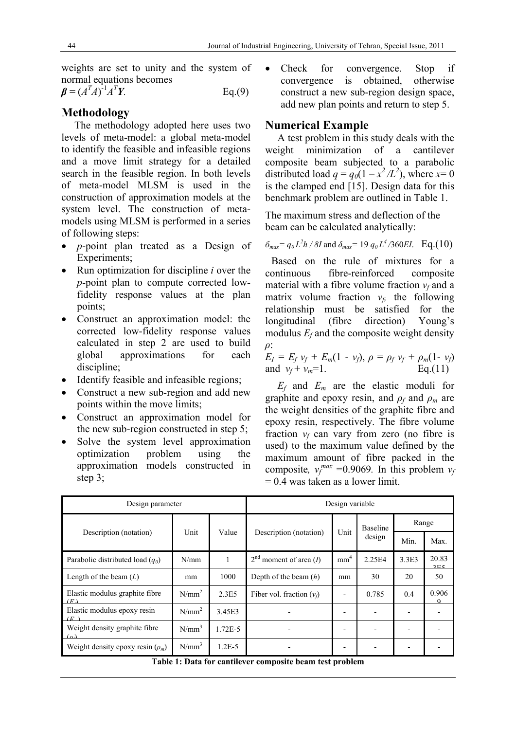weights are set to unity and the system of normal equations becomes

$\boldsymbol{\beta} = (A^T A)^{-1} A^T \boldsymbol{Y}$. Eq.(9)

## Methodology

The methodology adopted here uses two levels of meta-model: a global meta-model to identify the feasible and infeasible regions and a move limit strategy for a detailed search in the feasible region. In both levels of meta-model MLSM is used in the construction of approximation models at the system level. The construction of meta-models using MLSM is performed in a series of following steps:

- *p*-point plan treated as a Design of Experiments;
- Run optimization for discipline *i* over the *p*-point plan to compute corrected low-fidelity response values at the plan points;
- Construct an approximation model: the corrected low-fidelity response values calculated in step 2 are used to build global approximations for each discipline;
- Identify feasible and infeasible regions;
- Construct a new sub-region and add new points within the move limits;
- Construct an approximation model for the new sub-region constructed in step 5;
- Solve the system level approximation optimization problem using the approximation models constructed in step 3;
- Check for convergence. Stop if convergence is obtained, otherwise construct a new sub-region design space, add new plan points and return to step 5.

## Numerical Example

A test problem in this study deals with the weight minimization of a cantilever composite beam subjected to a parabolic distributed load $q = q_0(1 - x^2/L^2)$, where $x = 0$ is the clamped end [15]. Design data for this benchmark problem are outlined in Table 1.

The maximum stress and deflection of the beam can be calculated analytically:

$\sigma_{max} = q_0 L^2 h / 8I$ and $\delta_{max} = 19\, q_0 L^4 / 360EI$. Eq.(10)

Based on the rule of mixtures for a continuous fibre-reinforced composite material with a fibre volume fraction $v_f$ and a matrix volume fraction $v_f$, the following relationship must be satisfied for the longitudinal (fibre direction) Young's modulus $E_f$ and the composite weight density $\rho$:

$E_I = E_f\, v_f + E_m(1 - v_f)$, $\rho = \rho_f\, v_f + \rho_m(1 - v_f)$ and $v_f + v_m = 1$. Eq.(11)

$E_f$ and $E_m$ are the elastic moduli for graphite and epoxy resin, and $\rho_f$ and $\rho_m$ are the weight densities of the graphite fibre and epoxy resin, respectively. The fibre volume fraction $v_f$ can vary from zero (no fibre is used) to the maximum value defined by the maximum amount of fibre packed in the composite, $v_f^{max} = 0.9069$. In this problem $v_f = 0.4$ was taken as a lower limit.

| Design parameter | | | Design variable | | | | |
|---|---|---|---|---|---|---|---|
| Description (notation) | Unit | Value | Description (notation) | Unit | Baseline design | Range | |
| | | | | | | Min. | Max. |
| Parabolic distributed load ($q_0$) | N/mm | 1 | 2nd moment of area ($I$) | mm$^4$ | 2.25E4 | 3.3E3 | 20.83E5 |
| Length of the beam ($L$) | mm | 1000 | Depth of the beam ($h$) | mm | 30 | 20 | 50 |
| Elastic modulus graphite fibre ($E_f$) | N/mm$^2$ | 2.3E5 | Fiber vol. fraction ($v_f$) | - | 0.785 | 0.4 | 0.9069 |
| Elastic modulus epoxy resin ($E_m$) | N/mm$^2$ | 3.45E3 | - | - | - | - | - |
| Weight density graphite fibre ($\rho_f$) | N/mm$^3$ | 1.72E-5 | - | - | - | - | - |
| Weight density epoxy resin ($\rho_m$) | N/mm$^3$ | 1.2E-5 | - | - | - | - | - |

**Table 1: Data for cantilever composite beam test problem**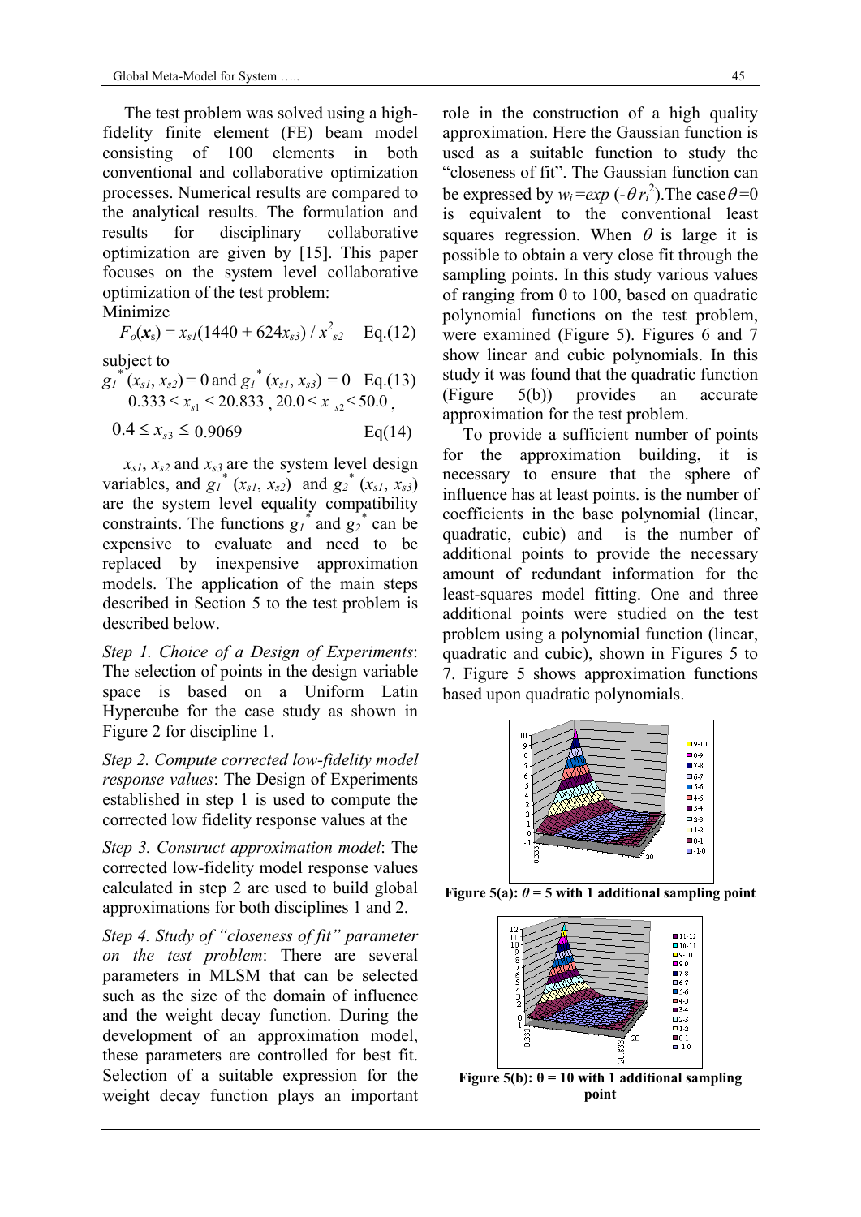The test problem was solved using a high-fidelity finite element (FE) beam model consisting of 100 elements in both conventional and collaborative optimization processes. Numerical results are compared to the analytical results. The formulation and results for disciplinary collaborative optimization are given by [15]. This paper focuses on the system level collaborative optimization of the test problem:

Minimize

$$F_o(\boldsymbol{x}_s) = x_{s1}(1440 + 624x_{s3}) / x^2_{s2} \quad \text{Eq.(12)}$$

subject to

$$g_1^*(x_{s1}, x_{s2}) = 0 \text{ and } g_1^*(x_{s1}, x_{s3}) = 0 \quad \text{Eq.(13)}$$

$$0.333 \leq x_{s1} \leq 20.833 \,,\ 20.0 \leq x_{s2} \leq 50.0 \,,$$

$$0.4 \leq x_{s3} \leq 0.9069 \quad \text{Eq(14)}$$

$x_{s1}$, $x_{s2}$ and $x_{s3}$ are the system level design variables, and $g_1^*(x_{s1}, x_{s2})$ and $g_2^*(x_{s1}, x_{s3})$ are the system level equality compatibility constraints. The functions $g_1^*$ and $g_2^*$ can be expensive to evaluate and need to be replaced by inexpensive approximation models. The application of the main steps described in Section 5 to the test problem is described below.

*Step 1. Choice of a Design of Experiments*: The selection of points in the design variable space is based on a Uniform Latin Hypercube for the case study as shown in Figure 2 for discipline 1.

*Step 2. Compute corrected low-fidelity model response values*: The Design of Experiments established in step 1 is used to compute the corrected low fidelity response values at the

*Step 3. Construct approximation model*: The corrected low-fidelity model response values calculated in step 2 are used to build global approximations for both disciplines 1 and 2.

*Step 4. Study of "closeness of fit" parameter on the test problem*: There are several parameters in MLSM that can be selected such as the size of the domain of influence and the weight decay function. During the development of an approximation model, these parameters are controlled for best fit. Selection of a suitable expression for the weight decay function plays an important role in the construction of a high quality approximation. Here the Gaussian function is used as a suitable function to study the "closeness of fit". The Gaussian function can be expressed by $w_i = exp\,(-\theta r_i^2)$. The case $\theta = 0$ is equivalent to the conventional least squares regression. When $\theta$ is large it is possible to obtain a very close fit through the sampling points. In this study various values of ranging from 0 to 100, based on quadratic polynomial functions on the test problem, were examined (Figure 5). Figures 6 and 7 show linear and cubic polynomials. In this study it was found that the quadratic function (Figure 5(b)) provides an accurate approximation for the test problem.

To provide a sufficient number of points for the approximation building, it is necessary to ensure that the sphere of influence has at least points. is the number of coefficients in the base polynomial (linear, quadratic, cubic) and is the number of additional points to provide the necessary amount of redundant information for the least-squares model fitting. One and three additional points were studied on the test problem using a polynomial function (linear, quadratic and cubic), shown in Figures 5 to 7. Figure 5 shows approximation functions based upon quadratic polynomials.

**Figure 5(a): $\theta$ = 5 with 1 additional sampling point**

**Figure 5(b): $\theta$ = 10 with 1 additional sampling point**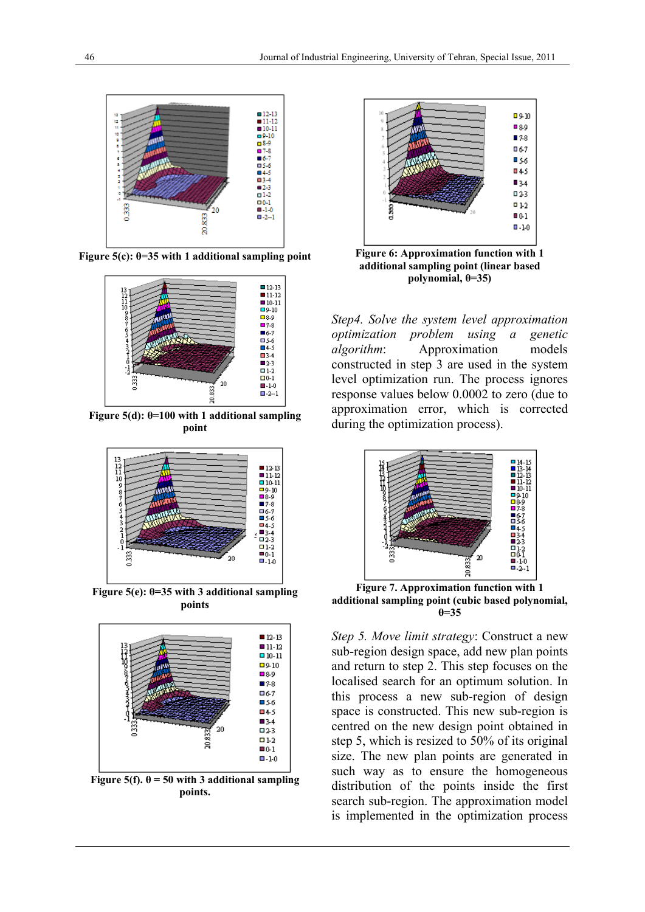Figure 5(c): θ=35 with 1 additional sampling point

Figure 5(d): θ=100 with 1 additional sampling point

Figure 5(e): θ=35 with 3 additional sampling points

Figure 5(f). θ = 50 with 3 additional sampling points.

Figure 6: Approximation function with 1 additional sampling point (linear based polynomial, θ=35)

*Step4. Solve the system level approximation optimization problem using a genetic algorithm*: Approximation models constructed in step 3 are used in the system level optimization run. The process ignores response values below 0.0002 to zero (due to approximation error, which is corrected during the optimization process).

Figure 7. Approximation function with 1 additional sampling point (cubic based polynomial, θ=35

*Step 5. Move limit strategy*: Construct a new sub-region design space, add new plan points and return to step 2. This step focuses on the localised search for an optimum solution. In this process a new sub-region of design space is constructed. This new sub-region is centred on the new design point obtained in step 5, which is resized to 50% of its original size. The new plan points are generated in such way as to ensure the homogeneous distribution of the points inside the first search sub-region. The approximation model is implemented in the optimization process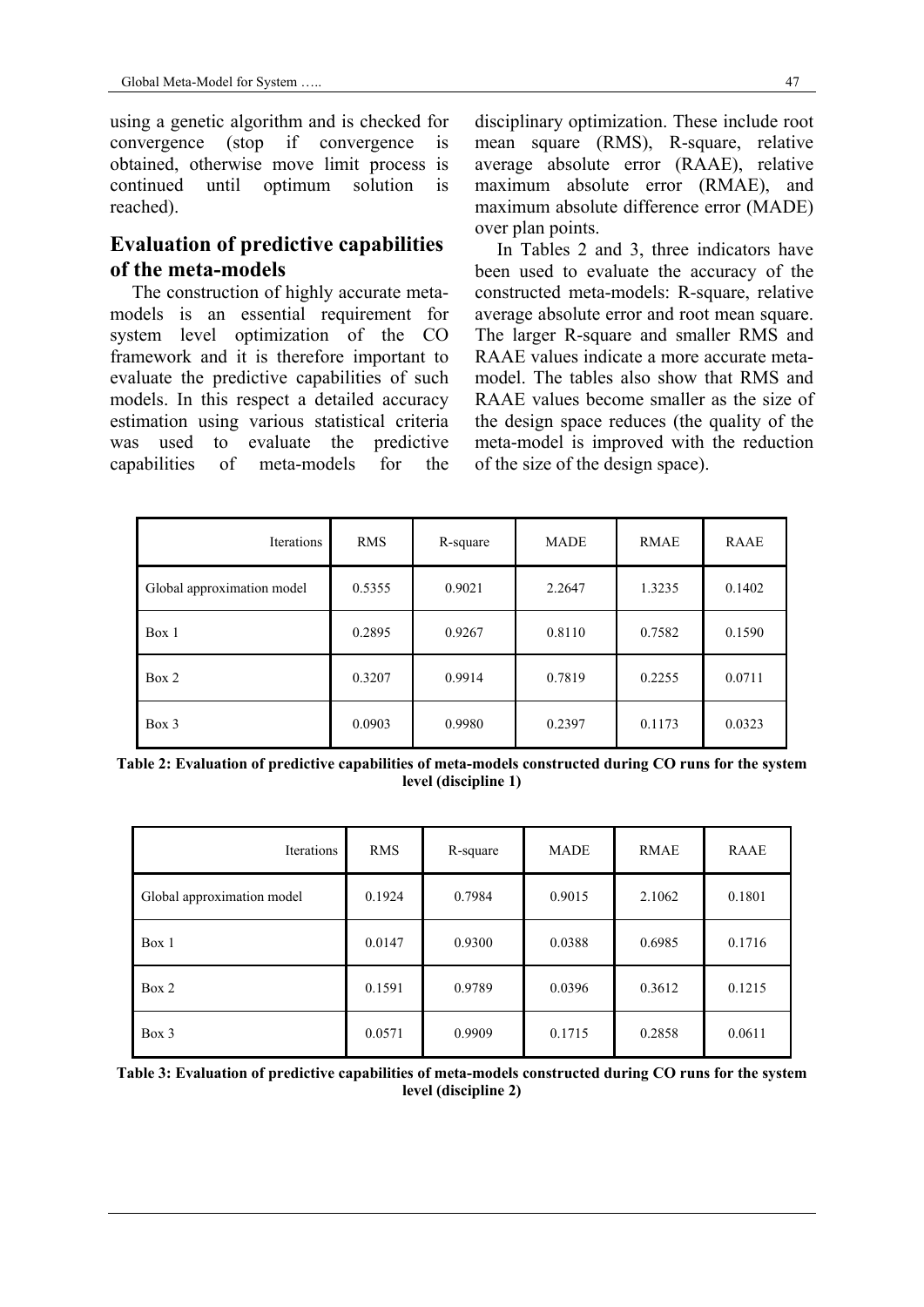using a genetic algorithm and is checked for convergence (stop if convergence is obtained, otherwise move limit process is continued until optimum solution is reached).

## Evaluation of predictive capabilities of the meta-models

The construction of highly accurate meta-models is an essential requirement for system level optimization of the CO framework and it is therefore important to evaluate the predictive capabilities of such models. In this respect a detailed accuracy estimation using various statistical criteria was used to evaluate the predictive capabilities of meta-models for the disciplinary optimization. These include root mean square (RMS), R-square, relative average absolute error (RAAE), relative maximum absolute error (RMAE), and maximum absolute difference error (MADE) over plan points.

In Tables 2 and 3, three indicators have been used to evaluate the accuracy of the constructed meta-models: R-square, relative average absolute error and root mean square. The larger R-square and smaller RMS and RAAE values indicate a more accurate meta-model. The tables also show that RMS and RAAE values become smaller as the size of the design space reduces (the quality of the meta-model is improved with the reduction of the size of the design space).

| Iterations | RMS | R-square | MADE | RMAE | RAAE |
|---|---|---|---|---|---|
| Global approximation model | 0.5355 | 0.9021 | 2.2647 | 1.3235 | 0.1402 |
| Box 1 | 0.2895 | 0.9267 | 0.8110 | 0.7582 | 0.1590 |
| Box 2 | 0.3207 | 0.9914 | 0.7819 | 0.2255 | 0.0711 |
| Box 3 | 0.0903 | 0.9980 | 0.2397 | 0.1173 | 0.0323 |

**Table 2: Evaluation of predictive capabilities of meta-models constructed during CO runs for the system level (discipline 1)**

| Iterations | RMS | R-square | MADE | RMAE | RAAE |
|---|---|---|---|---|---|
| Global approximation model | 0.1924 | 0.7984 | 0.9015 | 2.1062 | 0.1801 |
| Box 1 | 0.0147 | 0.9300 | 0.0388 | 0.6985 | 0.1716 |
| Box 2 | 0.1591 | 0.9789 | 0.0396 | 0.3612 | 0.1215 |
| Box 3 | 0.0571 | 0.9909 | 0.1715 | 0.2858 | 0.0611 |

**Table 3: Evaluation of predictive capabilities of meta-models constructed during CO runs for the system level (discipline 2)**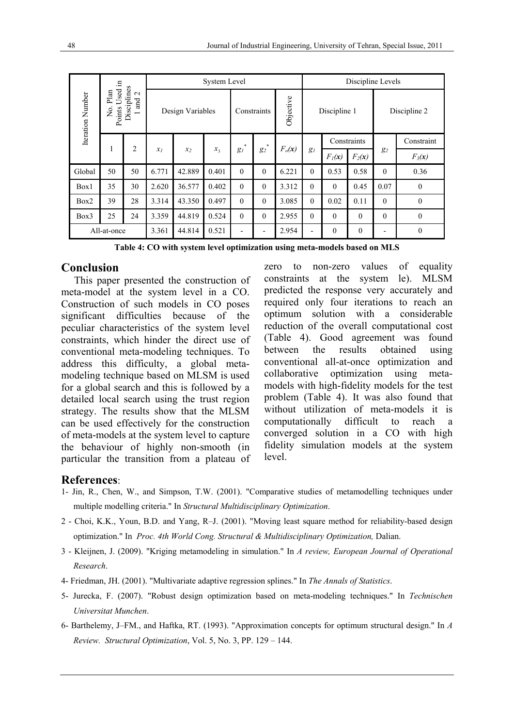| Iteration Number | No. Plan Points Used in Disciplines 1 and 2 | | System Level | | | | | | Discipline Levels | | | | |
|---|---|---|---|---|---|---|---|---|---|---|---|---|---|
| | | | Design Variables | | | Constraints | | Objective | Discipline 1 | | | Discipline 2 | |
| | 1 | 2 | $x_1$ | $x_2$ | $x_3$ | $g_1^*$ | $g_2^*$ | $F_o(x)$ | $g_1$ | Constraints | | $g_2$ | Constraint |
| | | | | | | | | | | $F_1(x)$ | $F_2(x)$ | | $F_3(x)$ |
| Global | 50 | 50 | 6.771 | 42.889 | 0.401 | 0 | 0 | 6.221 | 0 | 0.53 | 0.58 | 0 | 0.36 |
| Box1 | 35 | 30 | 2.620 | 36.577 | 0.402 | 0 | 0 | 3.312 | 0 | 0 | 0.45 | 0.07 | 0 |
| Box2 | 39 | 28 | 3.314 | 43.350 | 0.497 | 0 | 0 | 3.085 | 0 | 0.02 | 0.11 | 0 | 0 |
| Box3 | 25 | 24 | 3.359 | 44.819 | 0.524 | 0 | 0 | 2.955 | 0 | 0 | 0 | 0 | 0 |
| All-at-once | | | 3.361 | 44.814 | 0.521 | - | - | 2.954 | - | 0 | 0 | - | 0 |

**Table 4: CO with system level optimization using meta-models based on MLS**

## Conclusion

This paper presented the construction of meta-model at the system level in a CO. Construction of such models in CO poses significant difficulties because of the peculiar characteristics of the system level constraints, which hinder the direct use of conventional meta-modeling techniques. To address this difficulty, a global meta-modeling technique based on MLSM is used for a global search and this is followed by a detailed local search using the trust region strategy. The results show that the MLSM can be used effectively for the construction of meta-models at the system level to capture the behaviour of highly non-smooth (in particular the transition from a plateau of zero to non-zero values of equality constraints at the system le). MLSM predicted the response very accurately and required only four iterations to reach an optimum solution with a considerable reduction of the overall computational cost (Table 4). Good agreement was found between the results obtained using conventional all-at-once optimization and collaborative optimization using meta-models with high-fidelity models for the test problem (Table 4). It was also found that without utilization of meta-models it is computationally difficult to reach a converged solution in a CO with high fidelity simulation models at the system level.

## References:

1- Jin, R., Chen, W., and Simpson, T.W. (2001). "Comparative studies of metamodelling techniques under multiple modelling criteria." In *Structural Multidisciplinary Optimization*.

2 - Choi, K.K., Youn, B.D. and Yang, R–J. (2001). "Moving least square method for reliability-based design optimization." In *Proc. 4th World Cong. Structural & Multidisciplinary Optimization,* Dalian.

3 - Kleijnen, J. (2009). "Kriging metamodeling in simulation." In *A review, European Journal of Operational Research*.

4- Friedman, JH. (2001). "Multivariate adaptive regression splines." In *The Annals of Statistics*.

5- Jurecka, F. (2007). "Robust design optimization based on meta-modeling techniques." In *Technischen Universitat Munchen*.

6- Barthelemy, J–FM., and Haftka, RT. (1993). "Approximation concepts for optimum structural design." In *A Review. Structural Optimization*, Vol. 5, No. 3, PP. 129 – 144.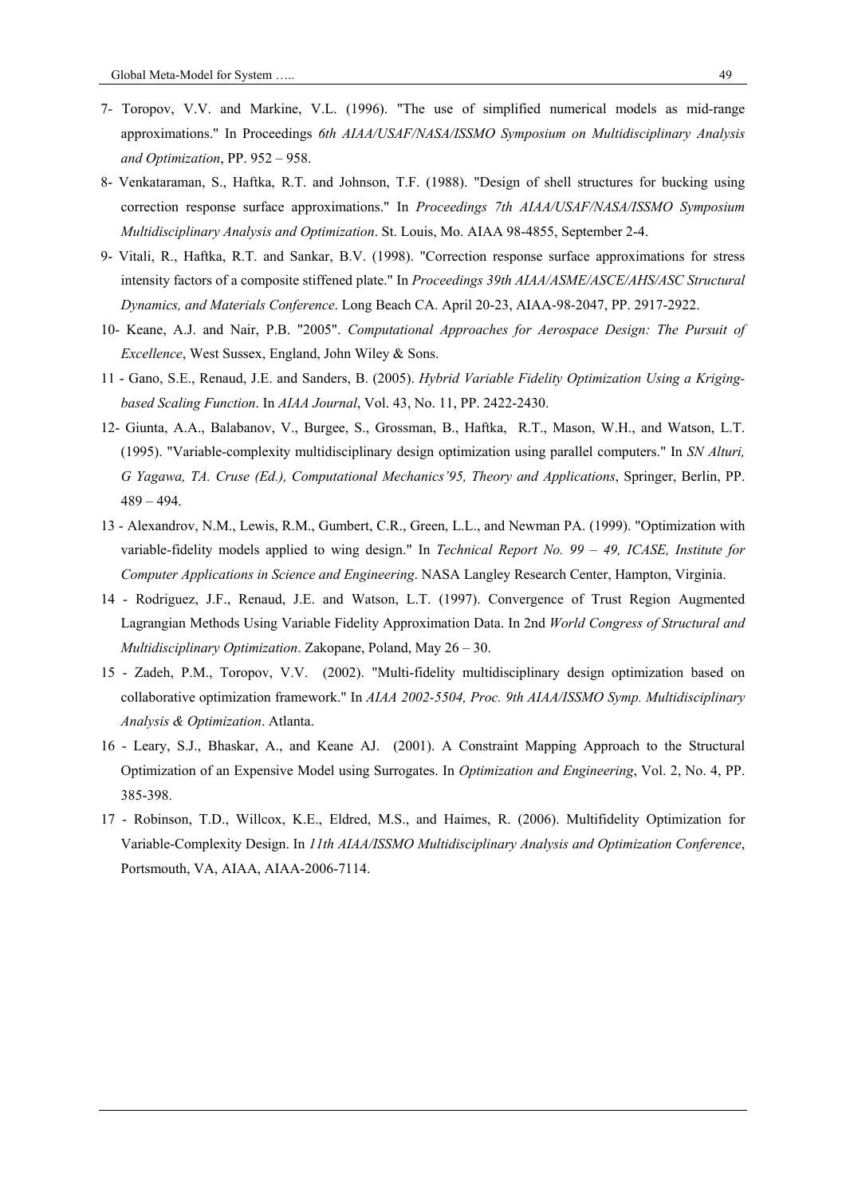7- Toropov, V.V. and Markine, V.L. (1996). "The use of simplified numerical models as mid-range approximations." In Proceedings *6th AIAA/USAF/NASA/ISSMO Symposium on Multidisciplinary Analysis and Optimization*, PP. 952 – 958.

8- Venkataraman, S., Haftka, R.T. and Johnson, T.F. (1988). "Design of shell structures for bucking using correction response surface approximations." In *Proceedings 7th AIAA/USAF/NASA/ISSMO Symposium Multidisciplinary Analysis and Optimization*. St. Louis, Mo. AIAA 98-4855, September 2-4.

9- Vitali, R., Haftka, R.T. and Sankar, B.V. (1998). "Correction response surface approximations for stress intensity factors of a composite stiffened plate." In *Proceedings 39th AIAA/ASME/ASCE/AHS/ASC Structural Dynamics, and Materials Conference*. Long Beach CA. April 20-23, AIAA-98-2047, PP. 2917-2922.

10- Keane, A.J. and Nair, P.B. "2005". *Computational Approaches for Aerospace Design: The Pursuit of Excellence*, West Sussex, England, John Wiley & Sons.

11 - Gano, S.E., Renaud, J.E. and Sanders, B. (2005). *Hybrid Variable Fidelity Optimization Using a Kriging-based Scaling Function*. In *AIAA Journal*, Vol. 43, No. 11, PP. 2422-2430.

12- Giunta, A.A., Balabanov, V., Burgee, S., Grossman, B., Haftka, R.T., Mason, W.H., and Watson, L.T. (1995). "Variable-complexity multidisciplinary design optimization using parallel computers." In *SN Alturi, G Yagawa, TA. Cruse (Ed.), Computational Mechanics'95, Theory and Applications*, Springer, Berlin, PP. 489 – 494.

13 - Alexandrov, N.M., Lewis, R.M., Gumbert, C.R., Green, L.L., and Newman PA. (1999). "Optimization with variable-fidelity models applied to wing design." In *Technical Report No. 99 – 49, ICASE, Institute for Computer Applications in Science and Engineering*. NASA Langley Research Center, Hampton, Virginia.

14 - Rodriguez, J.F., Renaud, J.E. and Watson, L.T. (1997). Convergence of Trust Region Augmented Lagrangian Methods Using Variable Fidelity Approximation Data. In 2nd *World Congress of Structural and Multidisciplinary Optimization*. Zakopane, Poland, May 26 – 30.

15 - Zadeh, P.M., Toropov, V.V. (2002). "Multi-fidelity multidisciplinary design optimization based on collaborative optimization framework." In *AIAA 2002-5504, Proc. 9th AIAA/ISSMO Symp. Multidisciplinary Analysis & Optimization*. Atlanta.

16 - Leary, S.J., Bhaskar, A., and Keane AJ. (2001). A Constraint Mapping Approach to the Structural Optimization of an Expensive Model using Surrogates. In *Optimization and Engineering*, Vol. 2, No. 4, PP. 385-398.

17 - Robinson, T.D., Willcox, K.E., Eldred, M.S., and Haimes, R. (2006). Multifidelity Optimization for Variable-Complexity Design. In *11th AIAA/ISSMO Multidisciplinary Analysis and Optimization Conference*, Portsmouth, VA, AIAA, AIAA-2006-7114.